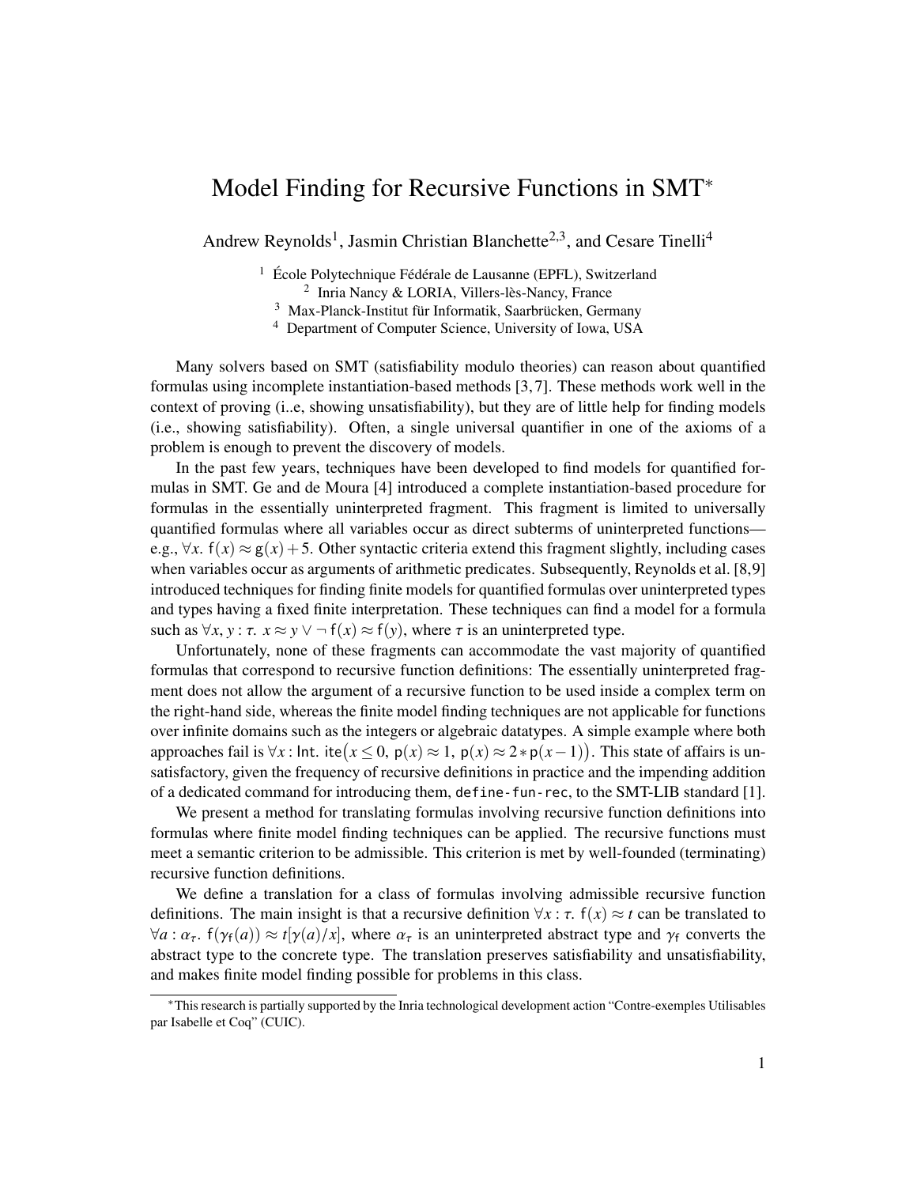# Model Finding for Recursive Functions in SMT*

Andrew Reynolds[1], Jasmin Christian Blanchette[2,3], and Cesare Tinelli[4]

[1] École Polytechnique Fédérale de Lausanne (EPFL), Switzerland
[2] Inria Nancy & LORIA, Villers-lès-Nancy, France
[3] Max-Planck-Institut für Informatik, Saarbrücken, Germany
[4] Department of Computer Science, University of Iowa, USA

Many solvers based on SMT (satisfiability modulo theories) can reason about quantified formulas using incomplete instantiation-based methods [3,7]. These methods work well in the context of proving (i..e, showing unsatisfiability), but they are of little help for finding models (i.e., showing satisfiability). Often, a single universal quantifier in one of the axioms of a problem is enough to prevent the discovery of models.

In the past few years, techniques have been developed to find models for quantified formulas in SMT. Ge and de Moura [4] introduced a complete instantiation-based procedure for formulas in the essentially uninterpreted fragment. This fragment is limited to universally quantified formulas where all variables occur as direct subterms of uninterpreted functions—e.g., $\forall x.\ \mathsf{f}(x) \approx \mathsf{g}(x) + 5$. Other syntactic criteria extend this fragment slightly, including cases when variables occur as arguments of arithmetic predicates. Subsequently, Reynolds et al. [8,9] introduced techniques for finding finite models for quantified formulas over uninterpreted types and types having a fixed finite interpretation. These techniques can find a model for a formula such as $\forall x, y : \tau.\ x \approx y \vee \neg\, \mathsf{f}(x) \approx \mathsf{f}(y)$, where $\tau$ is an uninterpreted type.

Unfortunately, none of these fragments can accommodate the vast majority of quantified formulas that correspond to recursive function definitions: The essentially uninterpreted fragment does not allow the argument of a recursive function to be used inside a complex term on the right-hand side, whereas the finite model finding techniques are not applicable for functions over infinite domains such as the integers or algebraic datatypes. A simple example where both approaches fail is $\forall x : \mathsf{Int}.\ \mathsf{ite}\big(x \leq 0,\ \mathsf{p}(x) \approx 1,\ \mathsf{p}(x) \approx 2 * \mathsf{p}(x-1)\big)$. This state of affairs is unsatisfactory, given the frequency of recursive definitions in practice and the impending addition of a dedicated command for introducing them, `define-fun-rec`, to the SMT-LIB standard [1].

We present a method for translating formulas involving recursive function definitions into formulas where finite model finding techniques can be applied. The recursive functions must meet a semantic criterion to be admissible. This criterion is met by well-founded (terminating) recursive function definitions.

We define a translation for a class of formulas involving admissible recursive function definitions. The main insight is that a recursive definition $\forall x : \tau.\ \mathsf{f}(x) \approx t$ can be translated to $\forall a : \alpha_\tau.\ \mathsf{f}(\gamma_\mathsf{f}(a)) \approx t[\gamma(a)/x]$, where $\alpha_\tau$ is an uninterpreted abstract type and $\gamma_\mathsf{f}$ converts the abstract type to the concrete type. The translation preserves satisfiability and unsatisfiability, and makes finite model finding possible for problems in this class.

*This research is partially supported by the Inria technological development action "Contre-exemples Utilisables par Isabelle et Coq" (CUIC).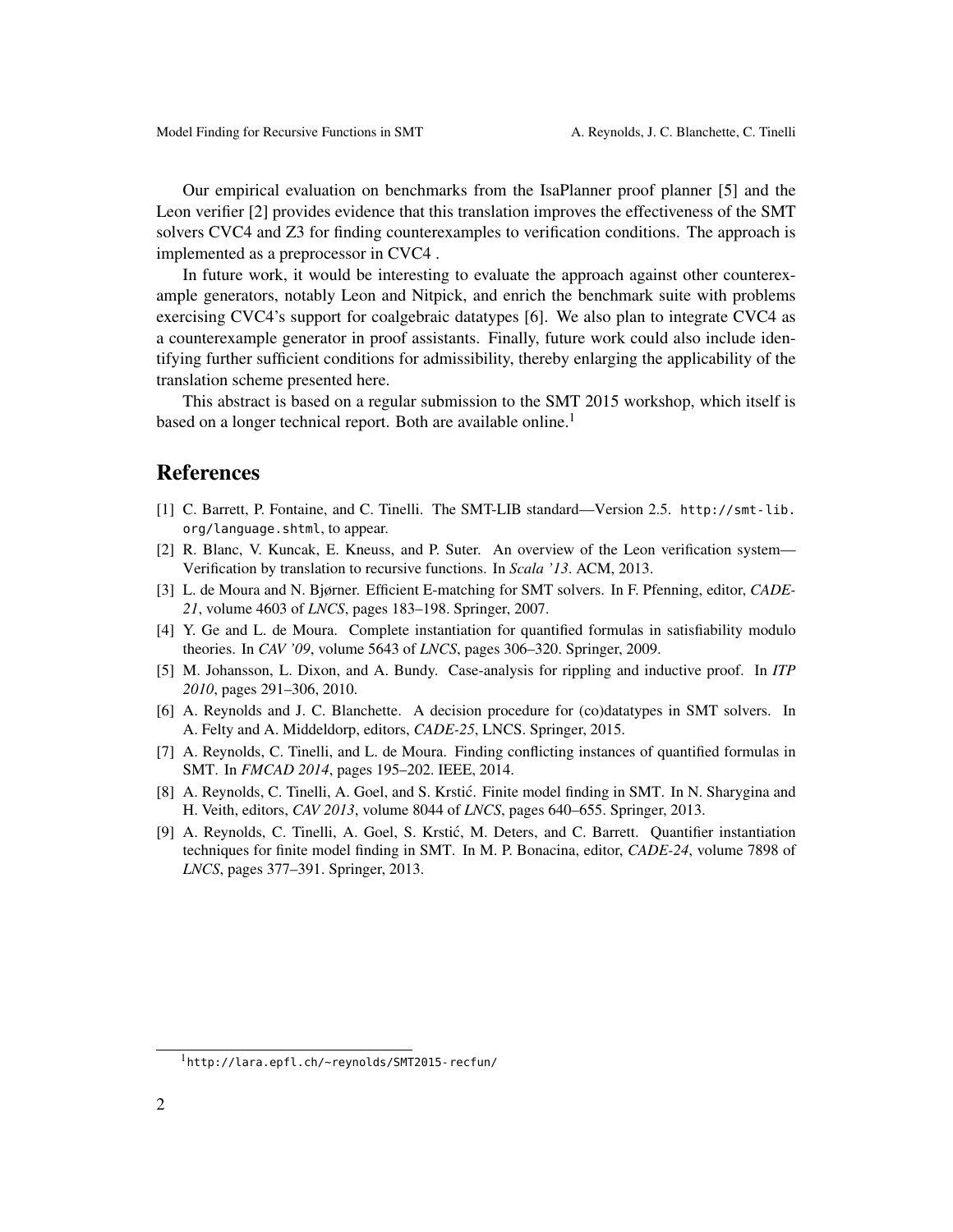Our empirical evaluation on benchmarks from the IsaPlanner proof planner [5] and the Leon verifier [2] provides evidence that this translation improves the effectiveness of the SMT solvers CVC4 and Z3 for finding counterexamples to verification conditions. The approach is implemented as a preprocessor in CVC4 .

In future work, it would be interesting to evaluate the approach against other counterexample generators, notably Leon and Nitpick, and enrich the benchmark suite with problems exercising CVC4's support for coalgebraic datatypes [6]. We also plan to integrate CVC4 as a counterexample generator in proof assistants. Finally, future work could also include identifying further sufficient conditions for admissibility, thereby enlarging the applicability of the translation scheme presented here.

This abstract is based on a regular submission to the SMT 2015 workshop, which itself is based on a longer technical report. Both are available online.[1]

## References

[1] C. Barrett, P. Fontaine, and C. Tinelli. The SMT-LIB standard—Version 2.5. `http://smt-lib.org/language.shtml`, to appear.

[2] R. Blanc, V. Kuncak, E. Kneuss, and P. Suter. An overview of the Leon verification system—Verification by translation to recursive functions. In *Scala '13*. ACM, 2013.

[3] L. de Moura and N. Bjørner. Efficient E-matching for SMT solvers. In F. Pfenning, editor, *CADE-21*, volume 4603 of *LNCS*, pages 183–198. Springer, 2007.

[4] Y. Ge and L. de Moura. Complete instantiation for quantified formulas in satisfiability modulo theories. In *CAV '09*, volume 5643 of *LNCS*, pages 306–320. Springer, 2009.

[5] M. Johansson, L. Dixon, and A. Bundy. Case-analysis for rippling and inductive proof. In *ITP 2010*, pages 291–306, 2010.

[6] A. Reynolds and J. C. Blanchette. A decision procedure for (co)datatypes in SMT solvers. In A. Felty and A. Middeldorp, editors, *CADE-25*, LNCS. Springer, 2015.

[7] A. Reynolds, C. Tinelli, and L. de Moura. Finding conflicting instances of quantified formulas in SMT. In *FMCAD 2014*, pages 195–202. IEEE, 2014.

[8] A. Reynolds, C. Tinelli, A. Goel, and S. Krstić. Finite model finding in SMT. In N. Sharygina and H. Veith, editors, *CAV 2013*, volume 8044 of *LNCS*, pages 640–655. Springer, 2013.

[9] A. Reynolds, C. Tinelli, A. Goel, S. Krstić, M. Deters, and C. Barrett. Quantifier instantiation techniques for finite model finding in SMT. In M. P. Bonacina, editor, *CADE-24*, volume 7898 of *LNCS*, pages 377–391. Springer, 2013.

---

[1] `http://lara.epfl.ch/~reynolds/SMT2015-recfun/`